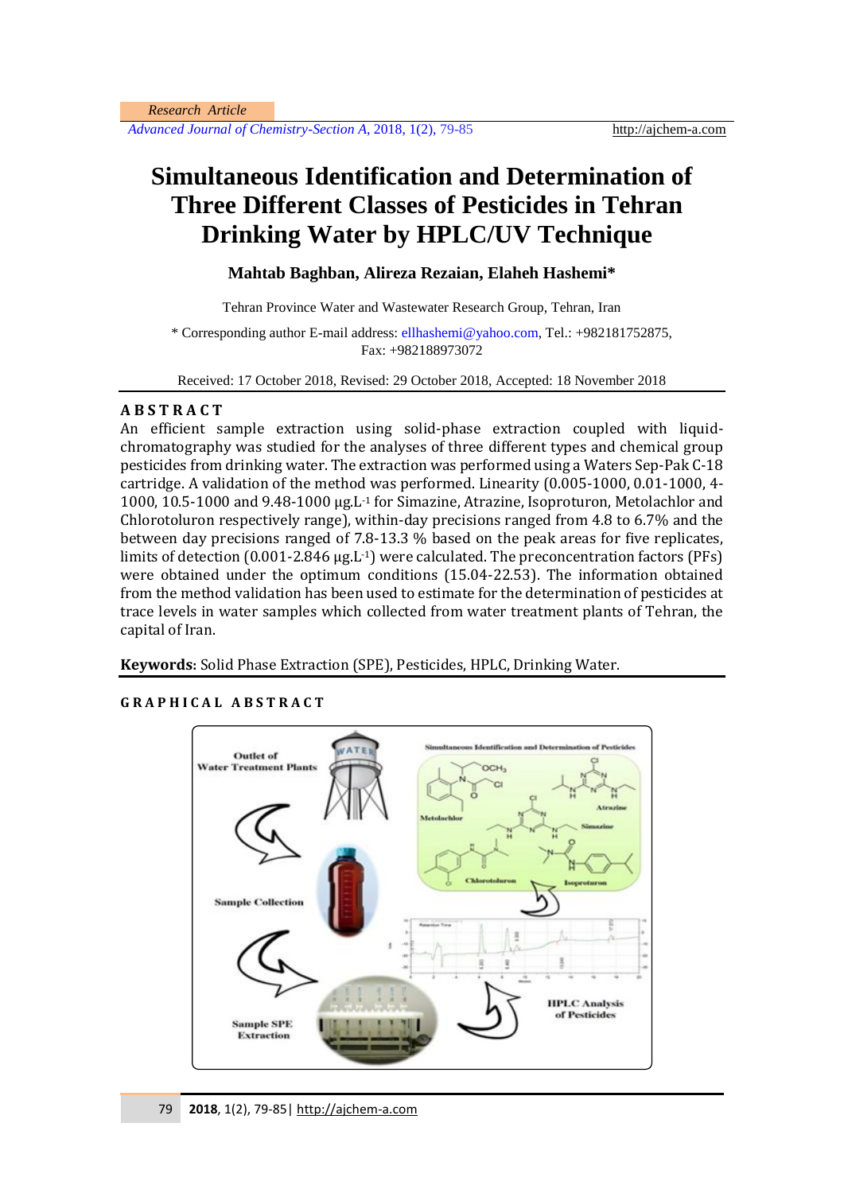Research Article

# Simultaneous Identification and Determination of Three Different Classes of Pesticides in Tehran Drinking Water by HPLC/UV Technique

**Mahtab Baghban, Alireza Rezaian, Elaheh Hashemi***

Tehran Province Water and Wastewater Research Group, Tehran, Iran

\* Corresponding author E-mail address: ellhashemi@yahoo.com, Tel.: +982181752875, Fax: +982188973072

Received: 17 October 2018, Revised: 29 October 2018, Accepted: 18 November 2018

## ABSTRACT

An efficient sample extraction using solid-phase extraction coupled with liquid-chromatography was studied for the analyses of three different types and chemical group pesticides from drinking water. The extraction was performed using a Waters Sep-Pak C-18 cartridge. A validation of the method was performed. Linearity (0.005-1000, 0.01-1000, 4-1000, 10.5-1000 and 9.48-1000 μg.L$^{-1}$ for Simazine, Atrazine, Isoproturon, Metolachlor and Chlorotoluron respectively range), within-day precisions ranged from 4.8 to 6.7% and the between day precisions ranged of 7.8-13.3 % based on the peak areas for five replicates, limits of detection (0.001-2.846 μg.L$^{-1}$) were calculated. The preconcentration factors (PFs) were obtained under the optimum conditions (15.04-22.53). The information obtained from the method validation has been used to estimate for the determination of pesticides at trace levels in water samples which collected from water treatment plants of Tehran, the capital of Iran.

**Keywords:** Solid Phase Extraction (SPE), Pesticides, HPLC, Drinking Water.

## GRAPHICAL ABSTRACT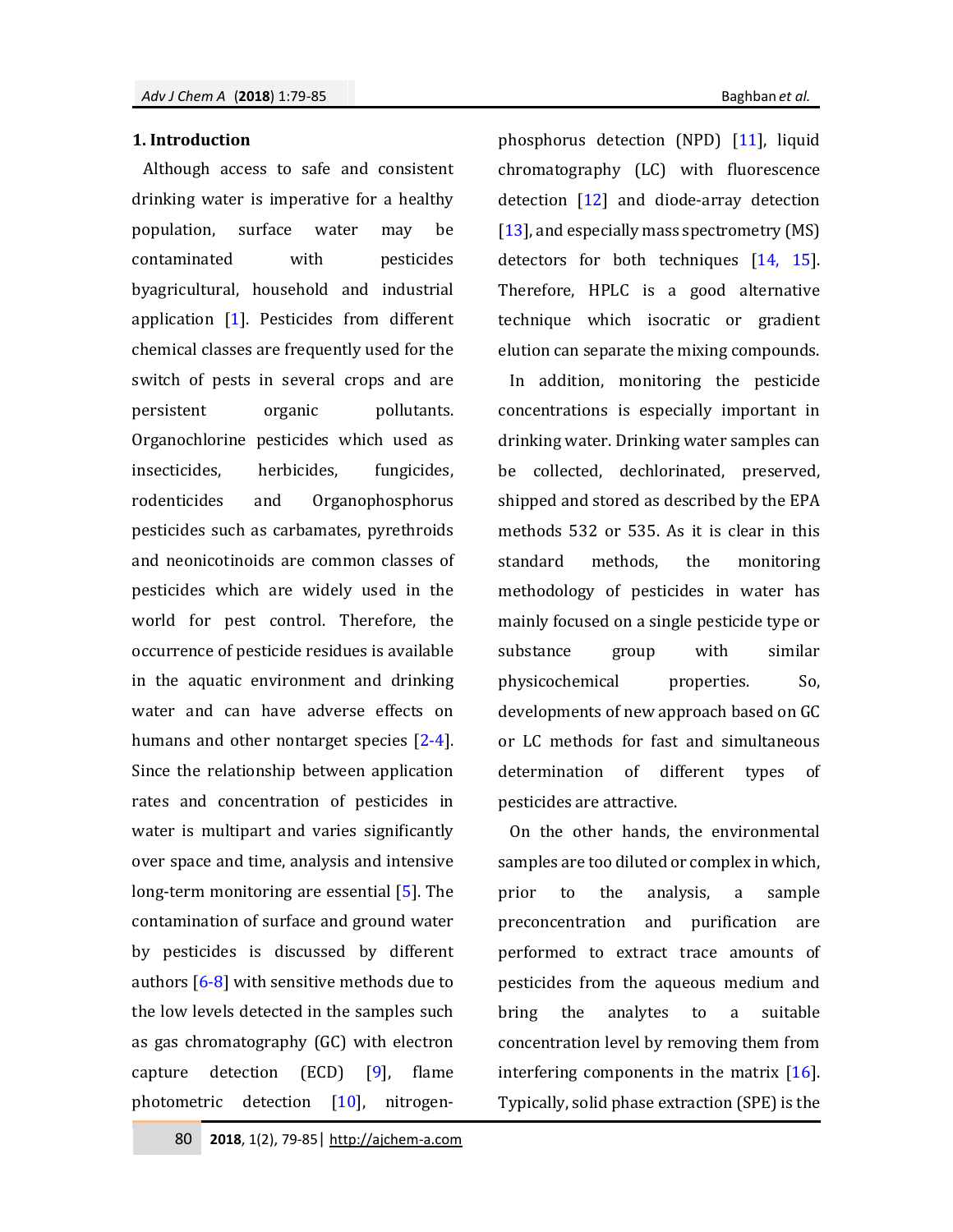## 1. Introduction

Although access to safe and consistent drinking water is imperative for a healthy population, surface water may be contaminated with pesticides byagricultural, household and industrial application [1]. Pesticides from different chemical classes are frequently used for the switch of pests in several crops and are persistent organic pollutants. Organochlorine pesticides which used as insecticides, herbicides, fungicides, rodenticides and Organophosphorus pesticides such as carbamates, pyrethroids and neonicotinoids are common classes of pesticides which are widely used in the world for pest control. Therefore, the occurrence of pesticide residues is available in the aquatic environment and drinking water and can have adverse effects on humans and other nontarget species [2-4]. Since the relationship between application rates and concentration of pesticides in water is multipart and varies significantly over space and time, analysis and intensive long-term monitoring are essential [5]. The contamination of surface and ground water by pesticides is discussed by different authors [6-8] with sensitive methods due to the low levels detected in the samples such as gas chromatography (GC) with electron capture detection (ECD) [9], flame photometric detection [10], nitrogen-phosphorus detection (NPD) [11], liquid chromatography (LC) with fluorescence detection [12] and diode-array detection [13], and especially mass spectrometry (MS) detectors for both techniques [14, 15]. Therefore, HPLC is a good alternative technique which isocratic or gradient elution can separate the mixing compounds.

In addition, monitoring the pesticide concentrations is especially important in drinking water. Drinking water samples can be collected, dechlorinated, preserved, shipped and stored as described by the EPA methods 532 or 535. As it is clear in this standard methods, the monitoring methodology of pesticides in water has mainly focused on a single pesticide type or substance group with similar physicochemical properties. So, developments of new approach based on GC or LC methods for fast and simultaneous determination of different types of pesticides are attractive.

On the other hands, the environmental samples are too diluted or complex in which, prior to the analysis, a sample preconcentration and purification are performed to extract trace amounts of pesticides from the aqueous medium and bring the analytes to a suitable concentration level by removing them from interfering components in the matrix [16]. Typically, solid phase extraction (SPE) is the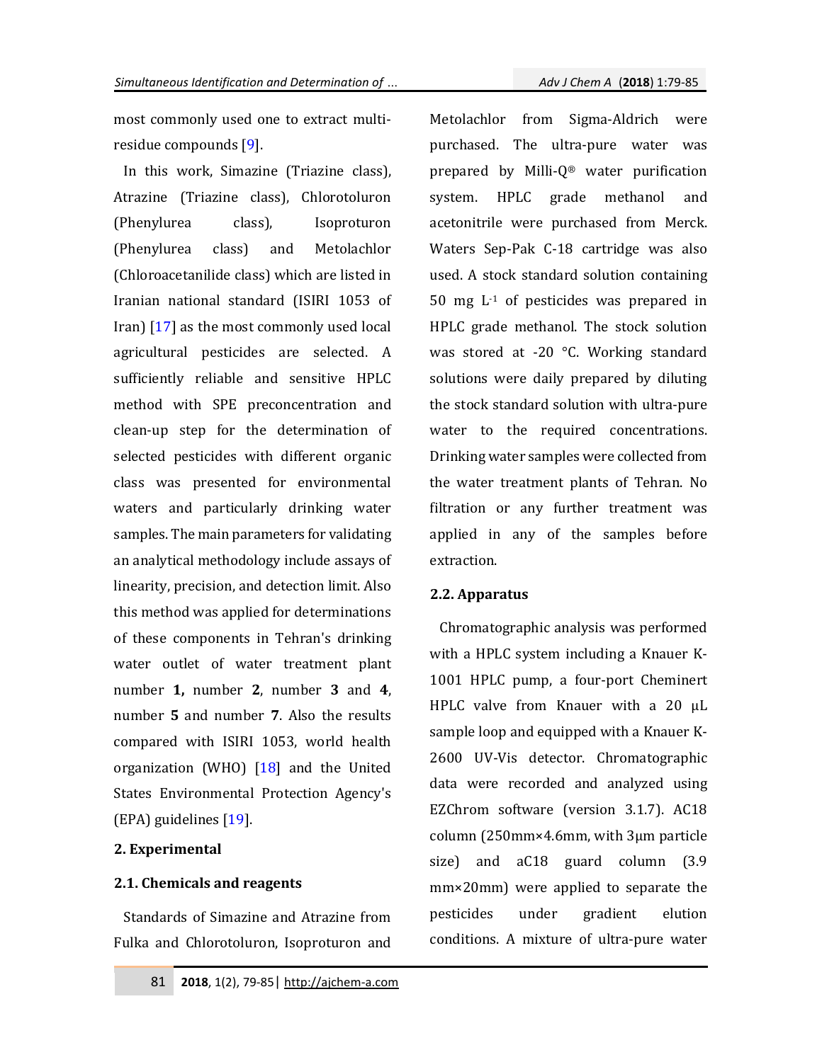most commonly used one to extract multi-residue compounds [9].

In this work, Simazine (Triazine class), Atrazine (Triazine class), Chlorotoluron (Phenylurea class), Isoproturon (Phenylurea class) and Metolachlor (Chloroacetanilide class) which are listed in Iranian national standard (ISIRI 1053 of Iran) [17] as the most commonly used local agricultural pesticides are selected. A sufficiently reliable and sensitive HPLC method with SPE preconcentration and clean-up step for the determination of selected pesticides with different organic class was presented for environmental waters and particularly drinking water samples. The main parameters for validating an analytical methodology include assays of linearity, precision, and detection limit. Also this method was applied for determinations of these components in Tehran's drinking water outlet of water treatment plant number **1,** number **2**, number **3** and **4**, number **5** and number **7**. Also the results compared with ISIRI 1053, world health organization (WHO) [18] and the United States Environmental Protection Agency's (EPA) guidelines [19].

## 2. Experimental

### 2.1. Chemicals and reagents

Standards of Simazine and Atrazine from Fulka and Chlorotoluron, Isoproturon and Metolachlor from Sigma-Aldrich were purchased. The ultra-pure water was prepared by Milli-Q® water purification system. HPLC grade methanol and acetonitrile were purchased from Merck. Waters Sep-Pak C-18 cartridge was also used. A stock standard solution containing 50 mg $L^{-1}$ of pesticides was prepared in HPLC grade methanol. The stock solution was stored at -20 °C. Working standard solutions were daily prepared by diluting the stock standard solution with ultra-pure water to the required concentrations. Drinking water samples were collected from the water treatment plants of Tehran. No filtration or any further treatment was applied in any of the samples before extraction.

### 2.2. Apparatus

Chromatographic analysis was performed with a HPLC system including a Knauer K-1001 HPLC pump, a four-port Cheminert HPLC valve from Knauer with a 20 µL sample loop and equipped with a Knauer K-2600 UV-Vis detector. Chromatographic data were recorded and analyzed using EZChrom software (version 3.1.7). AC18 column (250mm×4.6mm, with 3µm particle size) and aC18 guard column (3.9 mm×20mm) were applied to separate the pesticides under gradient elution conditions. A mixture of ultra-pure water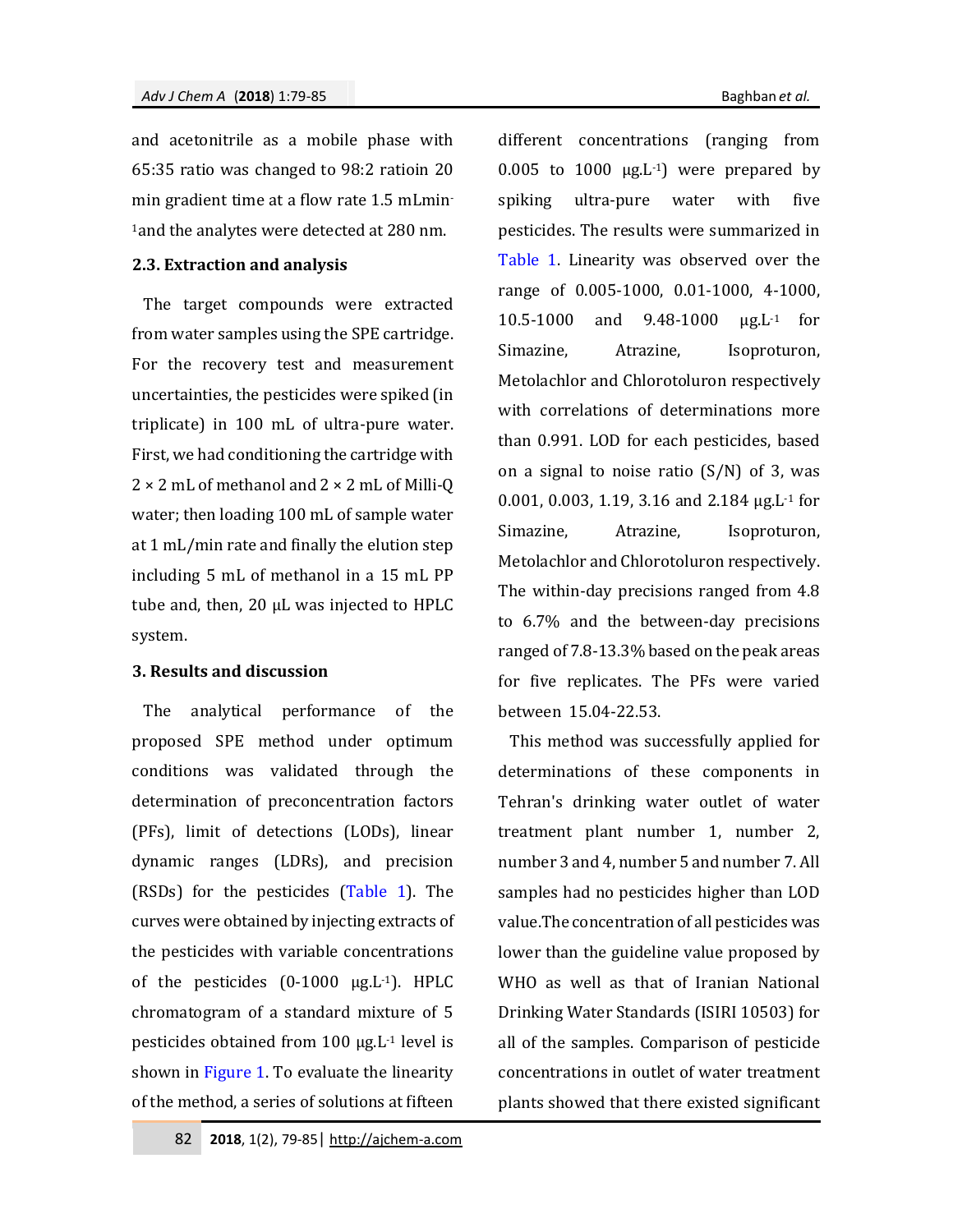and acetonitrile as a mobile phase with 65:35 ratio was changed to 98:2 ratioin 20 min gradient time at a flow rate 1.5 mLmin$^{-1}$and the analytes were detected at 280 nm.

### 2.3. Extraction and analysis

The target compounds were extracted from water samples using the SPE cartridge. For the recovery test and measurement uncertainties, the pesticides were spiked (in triplicate) in 100 mL of ultra-pure water. First, we had conditioning the cartridge with 2 × 2 mL of methanol and 2 × 2 mL of Milli-Q water; then loading 100 mL of sample water at 1 mL/min rate and finally the elution step including 5 mL of methanol in a 15 mL PP tube and, then, 20 μL was injected to HPLC system.

## 3. Results and discussion

The analytical performance of the proposed SPE method under optimum conditions was validated through the determination of preconcentration factors (PFs), limit of detections (LODs), linear dynamic ranges (LDRs), and precision (RSDs) for the pesticides (Table 1). The curves were obtained by injecting extracts of the pesticides with variable concentrations of the pesticides (0-1000 μg.L$^{-1}$). HPLC chromatogram of a standard mixture of 5 pesticides obtained from 100 μg.L$^{-1}$ level is shown in Figure 1. To evaluate the linearity of the method, a series of solutions at fifteen different concentrations (ranging from 0.005 to 1000 μg.L$^{-1}$) were prepared by spiking ultra-pure water with five pesticides. The results were summarized in Table 1. Linearity was observed over the range of 0.005-1000, 0.01-1000, 4-1000, 10.5-1000 and 9.48-1000 μg.L$^{-1}$ for Simazine, Atrazine, Isoproturon, Metolachlor and Chlorotoluron respectively with correlations of determinations more than 0.991. LOD for each pesticides, based on a signal to noise ratio (S/N) of 3, was 0.001, 0.003, 1.19, 3.16 and 2.184 μg.L$^{-1}$ for Simazine, Atrazine, Isoproturon, Metolachlor and Chlorotoluron respectively. The within-day precisions ranged from 4.8 to 6.7% and the between-day precisions ranged of 7.8-13.3% based on the peak areas for five replicates. The PFs were varied between 15.04-22.53.

This method was successfully applied for determinations of these components in Tehran's drinking water outlet of water treatment plant number 1, number 2, number 3 and 4, number 5 and number 7. All samples had no pesticides higher than LOD value.The concentration of all pesticides was lower than the guideline value proposed by WHO as well as that of Iranian National Drinking Water Standards (ISIRI 10503) for all of the samples. Comparison of pesticide concentrations in outlet of water treatment plants showed that there existed significant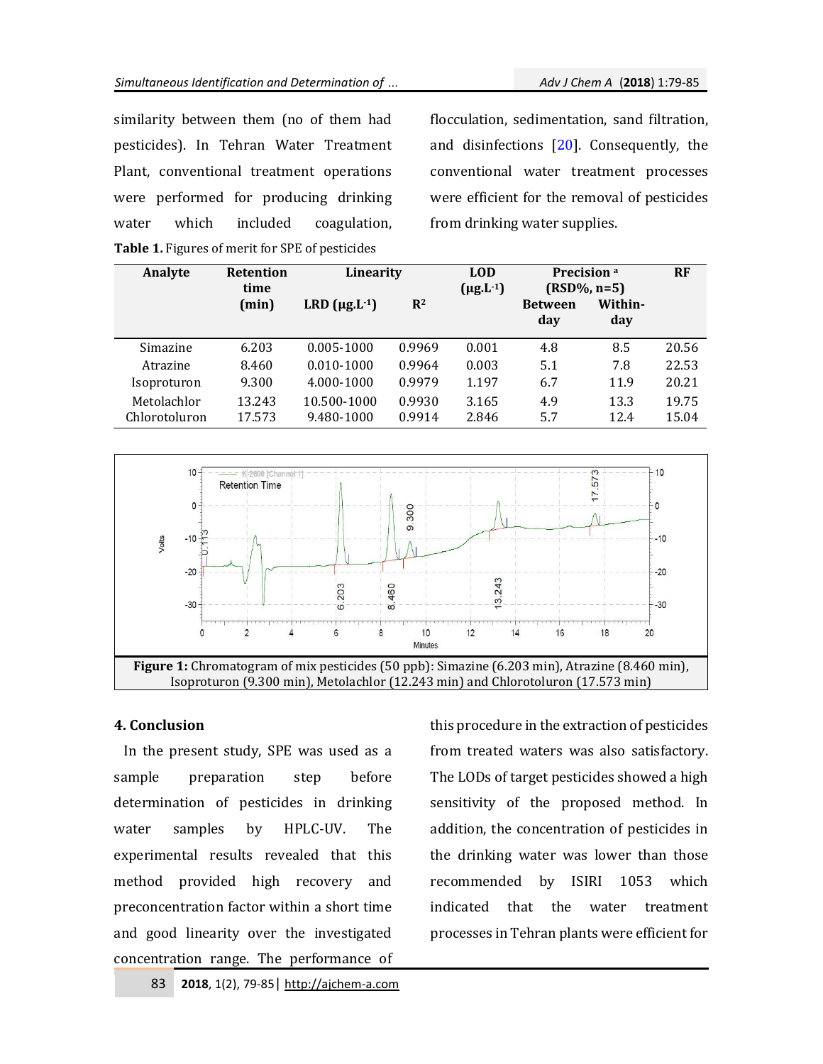similarity between them (no of them had pesticides). In Tehran Water Treatment Plant, conventional treatment operations were performed for producing drinking water which included coagulation, flocculation, sedimentation, sand filtration, and disinfections [20]. Consequently, the conventional water treatment processes were efficient for the removal of pesticides from drinking water supplies.

**Table 1.** Figures of merit for SPE of pesticides

| Analyte | Retention time (min) | Linearity | | LOD ($\mu g.L^{-1}$) | Precision [a] (RSD%, n=5) | | RF |
|---|---|---|---|---|---|---|---|
| | | LRD ($\mu g.L^{-1}$) | $R^2$ | | Between day | Within-day | |
| Simazine | 6.203 | 0.005-1000 | 0.9969 | 0.001 | 4.8 | 8.5 | 20.56 |
| Atrazine | 8.460 | 0.010-1000 | 0.9964 | 0.003 | 5.1 | 7.8 | 22.53 |
| Isoproturon | 9.300 | 4.000-1000 | 0.9979 | 1.197 | 6.7 | 11.9 | 20.21 |
| Metolachlor | 13.243 | 10.500-1000 | 0.9930 | 3.165 | 4.9 | 13.3 | 19.75 |
| Chlorotoluron | 17.573 | 9.480-1000 | 0.9914 | 2.846 | 5.7 | 12.4 | 15.04 |

**Figure 1:** Chromatogram of mix pesticides (50 ppb): Simazine (6.203 min), Atrazine (8.460 min), Isoproturon (9.300 min), Metolachlor (12.243 min) and Chlorotoluron (17.573 min)

## 4. Conclusion

In the present study, SPE was used as a sample preparation step before determination of pesticides in drinking water samples by HPLC-UV. The experimental results revealed that this method provided high recovery and preconcentration factor within a short time and good linearity over the investigated concentration range. The performance of this procedure in the extraction of pesticides from treated waters was also satisfactory. The LODs of target pesticides showed a high sensitivity of the proposed method. In addition, the concentration of pesticides in the drinking water was lower than those recommended by ISIRI 1053 which indicated that the water treatment processes in Tehran plants were efficient for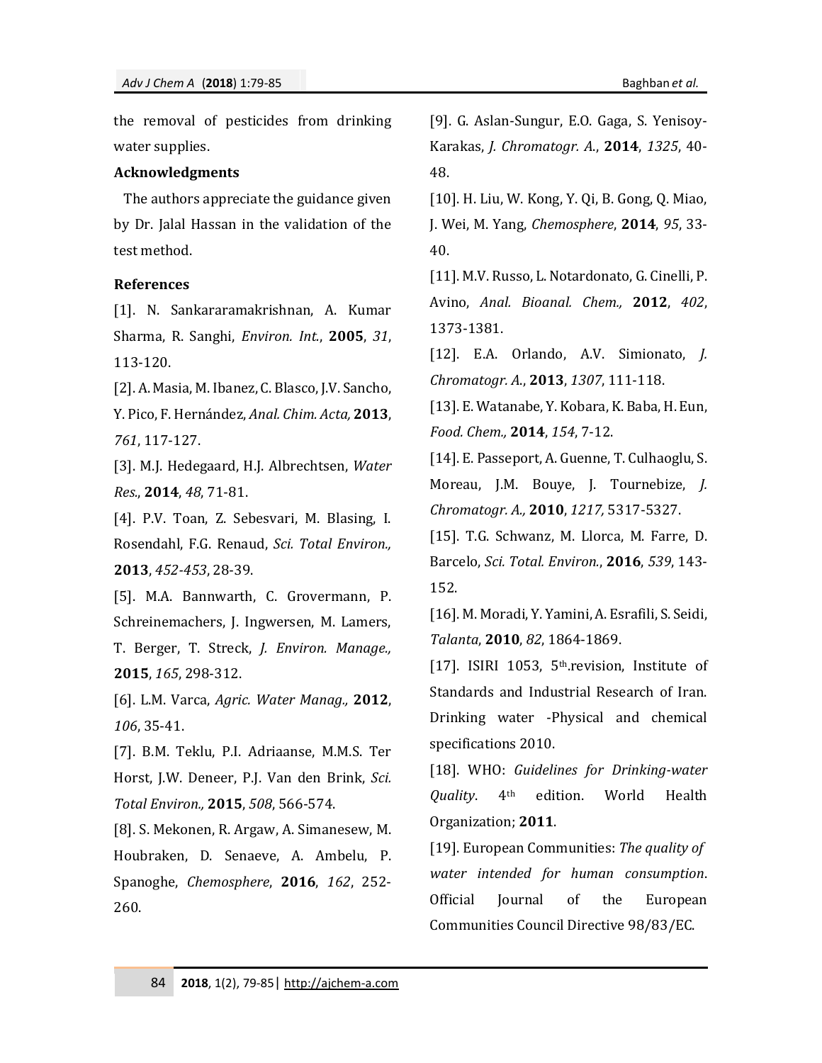the removal of pesticides from drinking water supplies.

## Acknowledgments

The authors appreciate the guidance given by Dr. Jalal Hassan in the validation of the test method.

## References

[1]. N. Sankararamakrishnan, A. Kumar Sharma, R. Sanghi, *Environ. Int.*, **2005**, *31*, 113-120.

[2]. A. Masia, M. Ibanez, C. Blasco, J.V. Sancho, Y. Pico, F. Hernández, *Anal. Chim. Acta,* **2013**, *761*, 117-127.

[3]. M.J. Hedegaard, H.J. Albrechtsen, *Water Res.*, **2014**, *48*, 71-81.

[4]. P.V. Toan, Z. Sebesvari, M. Blasing, I. Rosendahl, F.G. Renaud, *Sci. Total Environ.,* **2013**, *452-453*, 28-39.

[5]. M.A. Bannwarth, C. Grovermann, P. Schreinemachers, J. Ingwersen, M. Lamers, T. Berger, T. Streck, *J. Environ. Manage.,* **2015**, *165*, 298-312.

[6]. L.M. Varca, *Agric. Water Manag.,* **2012**, *106*, 35-41.

[7]. B.M. Teklu, P.I. Adriaanse, M.M.S. Ter Horst, J.W. Deneer, P.J. Van den Brink, *Sci. Total Environ.,* **2015**, *508*, 566-574.

[8]. S. Mekonen, R. Argaw, A. Simanesew, M. Houbraken, D. Senaeve, A. Ambelu, P. Spanoghe, *Chemosphere*, **2016**, *162*, 252-260.

[9]. G. Aslan-Sungur, E.O. Gaga, S. Yenisoy-Karakas, *J. Chromatogr. A.*, **2014**, *1325*, 40-48.

[10]. H. Liu, W. Kong, Y. Qi, B. Gong, Q. Miao, J. Wei, M. Yang, *Chemosphere*, **2014**, *95*, 33-40.

[11]. M.V. Russo, L. Notardonato, G. Cinelli, P. Avino, *Anal. Bioanal. Chem.,* **2012**, *402*, 1373-1381.

[12]. E.A. Orlando, A.V. Simionato, *J. Chromatogr. A.*, **2013**, *1307*, 111-118.

[13]. E. Watanabe, Y. Kobara, K. Baba, H. Eun, *Food. Chem.,* **2014**, *154*, 7-12.

[14]. E. Passeport, A. Guenne, T. Culhaoglu, S. Moreau, J.M. Bouye, J. Tournebize, *J. Chromatogr. A.,* **2010**, *1217,* 5317-5327.

[15]. T.G. Schwanz, M. Llorca, M. Farre, D. Barcelo, *Sci. Total. Environ.*, **2016**, *539*, 143-152.

[16]. M. Moradi, Y. Yamini, A. Esrafili, S. Seidi, *Talanta*, **2010**, *82*, 1864-1869.

[17]. ISIRI 1053, 5th.revision, Institute of Standards and Industrial Research of Iran. Drinking water -Physical and chemical specifications 2010.

[18]. WHO: *Guidelines for Drinking-water Quality*. 4th edition. World Health Organization; **2011**.

[19]. European Communities: *The quality of water intended for human consumption*. Official Journal of the European Communities Council Directive 98/83/EC.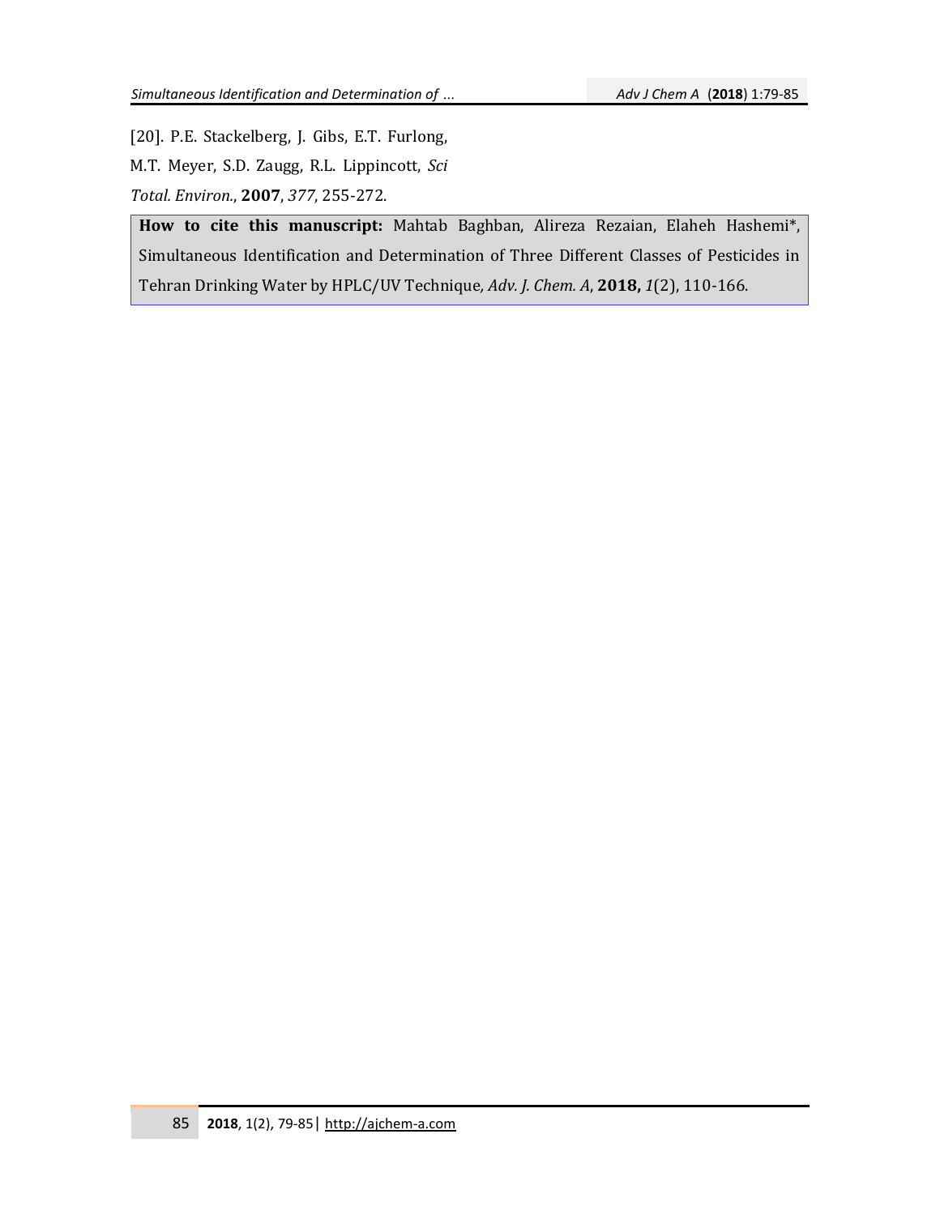[20]. P.E. Stackelberg, J. Gibs, E.T. Furlong, M.T. Meyer, S.D. Zaugg, R.L. Lippincott, *Sci Total. Environ.*, **2007**, *377*, 255-272.

**How to cite this manuscript:** Mahtab Baghban, Alireza Rezaian, Elaheh Hashemi*, Simultaneous Identification and Determination of Three Different Classes of Pesticides in Tehran Drinking Water by HPLC/UV Technique*, Adv. J. Chem. A*, **2018,** *1*(2), 110-166.